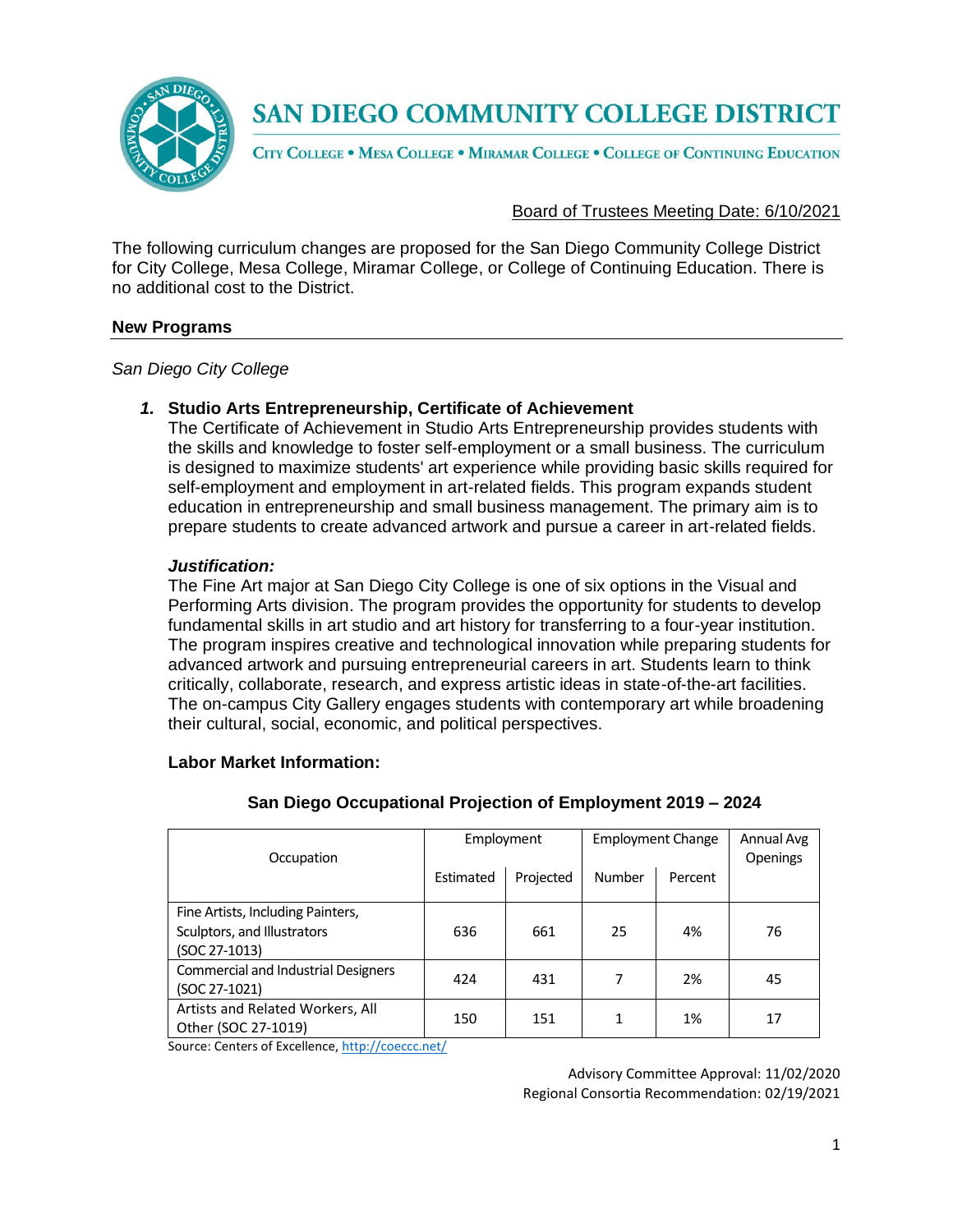# SAN DIEGO COMMUNITY COLLEGE DISTRICT

CITY COLLEGE • MESA COLLEGE • MIRAMAR COLLEGE • COLLEGE OF CONTINUING EDUCATION

Board of Trustees Meeting Date: 6/10/2021

The following curriculum changes are proposed for the San Diego Community College District for City College, Mesa College, Miramar College, or College of Continuing Education. There is no additional cost to the District.

## New Programs

*San Diego City College*

### *1.* Studio Arts Entrepreneurship, Certificate of Achievement

The Certificate of Achievement in Studio Arts Entrepreneurship provides students with the skills and knowledge to foster self-employment or a small business. The curriculum is designed to maximize students' art experience while providing basic skills required for self-employment and employment in art-related fields. This program expands student education in entrepreneurship and small business management. The primary aim is to prepare students to create advanced artwork and pursue a career in art-related fields.

***Justification:***

The Fine Art major at San Diego City College is one of six options in the Visual and Performing Arts division. The program provides the opportunity for students to develop fundamental skills in art studio and art history for transferring to a four-year institution. The program inspires creative and technological innovation while preparing students for advanced artwork and pursuing entrepreneurial careers in art. Students learn to think critically, collaborate, research, and express artistic ideas in state-of-the-art facilities. The on-campus City Gallery engages students with contemporary art while broadening their cultural, social, economic, and political perspectives.

**Labor Market Information:**

**San Diego Occupational Projection of Employment 2019 – 2024**

| Occupation | Employment | | Employment Change | | Annual Avg Openings |
|---|---|---|---|---|---|
| | Estimated | Projected | Number | Percent | |
| Fine Artists, Including Painters, Sculptors, and Illustrators (SOC 27-1013) | 636 | 661 | 25 | 4% | 76 |
| Commercial and Industrial Designers (SOC 27-1021) | 424 | 431 | 7 | 2% | 45 |
| Artists and Related Workers, All Other (SOC 27-1019) | 150 | 151 | 1 | 1% | 17 |

Source: Centers of Excellence, http://coeccc.net/

Advisory Committee Approval: 11/02/2020
Regional Consortia Recommendation: 02/19/2021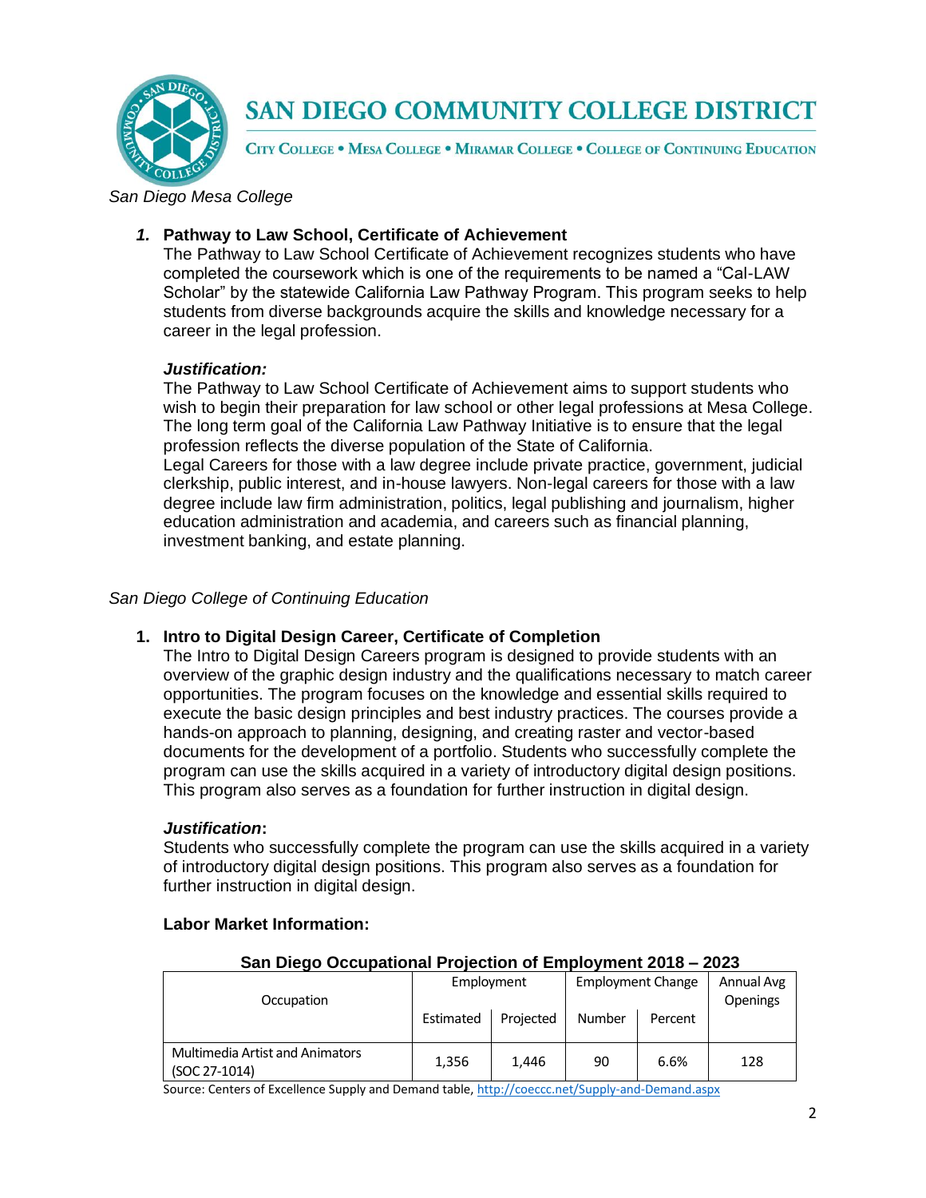# SAN DIEGO COMMUNITY COLLEGE DISTRICT

CITY COLLEGE • MESA COLLEGE • MIRAMAR COLLEGE • COLLEGE OF CONTINUING EDUCATION

*San Diego Mesa College*

1. **Pathway to Law School, Certificate of Achievement**

   The Pathway to Law School Certificate of Achievement recognizes students who have completed the coursework which is one of the requirements to be named a "Cal-LAW Scholar" by the statewide California Law Pathway Program. This program seeks to help students from diverse backgrounds acquire the skills and knowledge necessary for a career in the legal profession.

   ***Justification:***

   The Pathway to Law School Certificate of Achievement aims to support students who wish to begin their preparation for law school or other legal professions at Mesa College. The long term goal of the California Law Pathway Initiative is to ensure that the legal profession reflects the diverse population of the State of California.

   Legal Careers for those with a law degree include private practice, government, judicial clerkship, public interest, and in-house lawyers. Non-legal careers for those with a law degree include law firm administration, politics, legal publishing and journalism, higher education administration and academia, and careers such as financial planning, investment banking, and estate planning.

*San Diego College of Continuing Education*

1. **Intro to Digital Design Career, Certificate of Completion**

   The Intro to Digital Design Careers program is designed to provide students with an overview of the graphic design industry and the qualifications necessary to match career opportunities. The program focuses on the knowledge and essential skills required to execute the basic design principles and best industry practices. The courses provide a hands-on approach to planning, designing, and creating raster and vector-based documents for the development of a portfolio. Students who successfully complete the program can use the skills acquired in a variety of introductory digital design positions. This program also serves as a foundation for further instruction in digital design.

   ***Justification*:**

   Students who successfully complete the program can use the skills acquired in a variety of introductory digital design positions. This program also serves as a foundation for further instruction in digital design.

   **Labor Market Information:**

**San Diego Occupational Projection of Employment 2018 – 2023**

| Occupation | Employment | | Employment Change | | Annual Avg Openings |
|---|---|---|---|---|---|
| | Estimated | Projected | Number | Percent | |
| Multimedia Artist and Animators (SOC 27-1014) | 1,356 | 1,446 | 90 | 6.6% | 128 |

Source: Centers of Excellence Supply and Demand table, http://coeccc.net/Supply-and-Demand.aspx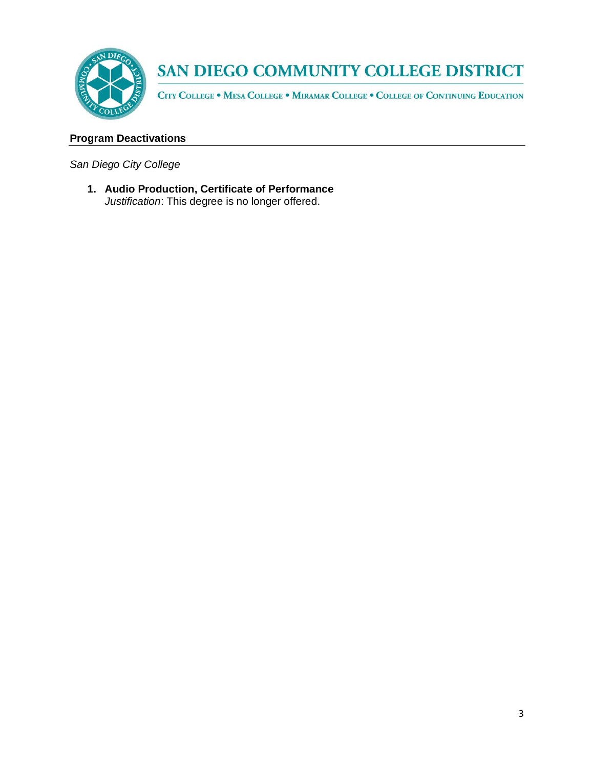## Program Deactivations

*San Diego City College*

1. **Audio Production, Certificate of Performance**
   *Justification*: This degree is no longer offered.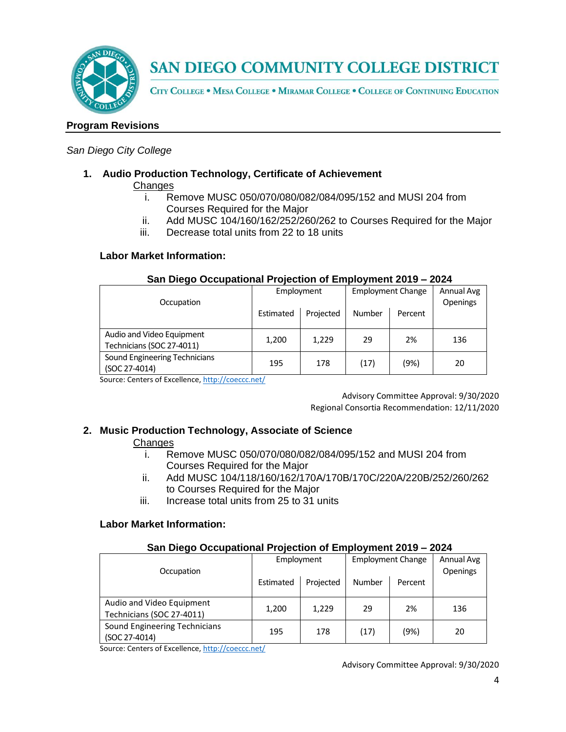# SAN DIEGO COMMUNITY COLLEGE DISTRICT

CITY COLLEGE • MESA COLLEGE • MIRAMAR COLLEGE • COLLEGE OF CONTINUING EDUCATION

## Program Revisions

*San Diego City College*

### 1. Audio Production Technology, Certificate of Achievement

Changes

- i. Remove MUSC 050/070/080/082/084/095/152 and MUSI 204 from Courses Required for the Major
- ii. Add MUSC 104/160/162/252/260/262 to Courses Required for the Major
- iii. Decrease total units from 22 to 18 units

**Labor Market Information:**

**San Diego Occupational Projection of Employment 2019 – 2024**

| Occupation | Employment | | Employment Change | | Annual Avg Openings |
|---|---|---|---|---|---|
| | Estimated | Projected | Number | Percent | |
| Audio and Video Equipment Technicians (SOC 27-4011) | 1,200 | 1,229 | 29 | 2% | 136 |
| Sound Engineering Technicians (SOC 27-4014) | 195 | 178 | (17) | (9%) | 20 |

Source: Centers of Excellence, http://coeccc.net/

Advisory Committee Approval: 9/30/2020
Regional Consortia Recommendation: 12/11/2020

### 2. Music Production Technology, Associate of Science

Changes

- i. Remove MUSC 050/070/080/082/084/095/152 and MUSI 204 from Courses Required for the Major
- ii. Add MUSC 104/118/160/162/170A/170B/170C/220A/220B/252/260/262 to Courses Required for the Major
- iii. Increase total units from 25 to 31 units

**Labor Market Information:**

**San Diego Occupational Projection of Employment 2019 – 2024**

| Occupation | Employment | | Employment Change | | Annual Avg Openings |
|---|---|---|---|---|---|
| | Estimated | Projected | Number | Percent | |
| Audio and Video Equipment Technicians (SOC 27-4011) | 1,200 | 1,229 | 29 | 2% | 136 |
| Sound Engineering Technicians (SOC 27-4014) | 195 | 178 | (17) | (9%) | 20 |

Source: Centers of Excellence, http://coeccc.net/

Advisory Committee Approval: 9/30/2020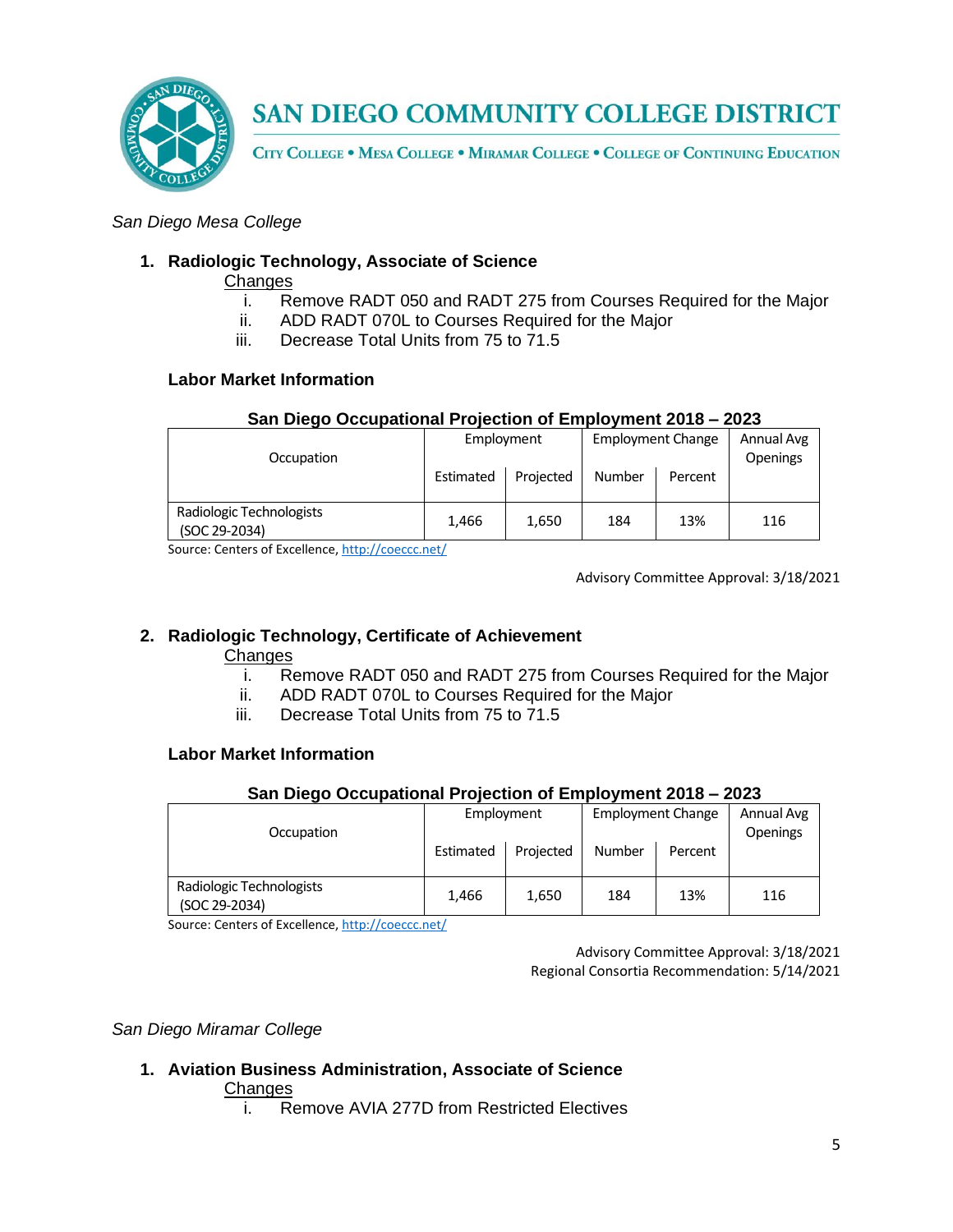# SAN DIEGO COMMUNITY COLLEGE DISTRICT

CITY COLLEGE • MESA COLLEGE • MIRAMAR COLLEGE • COLLEGE OF CONTINUING EDUCATION

*San Diego Mesa College*

1. **Radiologic Technology, Associate of Science**

   Changes

   i. Remove RADT 050 and RADT 275 from Courses Required for the Major
   ii. ADD RADT 070L to Courses Required for the Major
   iii. Decrease Total Units from 75 to 71.5

   **Labor Market Information**

   **San Diego Occupational Projection of Employment 2018 – 2023**

   | Occupation | Employment | | Employment Change | | Annual Avg Openings |
   |---|---|---|---|---|---|
   | | Estimated | Projected | Number | Percent | |
   | Radiologic Technologists (SOC 29-2034) | 1,466 | 1,650 | 184 | 13% | 116 |

   Source: Centers of Excellence, http://coeccc.net/

   Advisory Committee Approval: 3/18/2021

2. **Radiologic Technology, Certificate of Achievement**

   Changes

   i. Remove RADT 050 and RADT 275 from Courses Required for the Major
   ii. ADD RADT 070L to Courses Required for the Major
   iii. Decrease Total Units from 75 to 71.5

   **Labor Market Information**

   **San Diego Occupational Projection of Employment 2018 – 2023**

   | Occupation | Employment | | Employment Change | | Annual Avg Openings |
   |---|---|---|---|---|---|
   | | Estimated | Projected | Number | Percent | |
   | Radiologic Technologists (SOC 29-2034) | 1,466 | 1,650 | 184 | 13% | 116 |

   Source: Centers of Excellence, http://coeccc.net/

   Advisory Committee Approval: 3/18/2021
   Regional Consortia Recommendation: 5/14/2021

*San Diego Miramar College*

1. **Aviation Business Administration, Associate of Science**

   Changes

   i. Remove AVIA 277D from Restricted Electives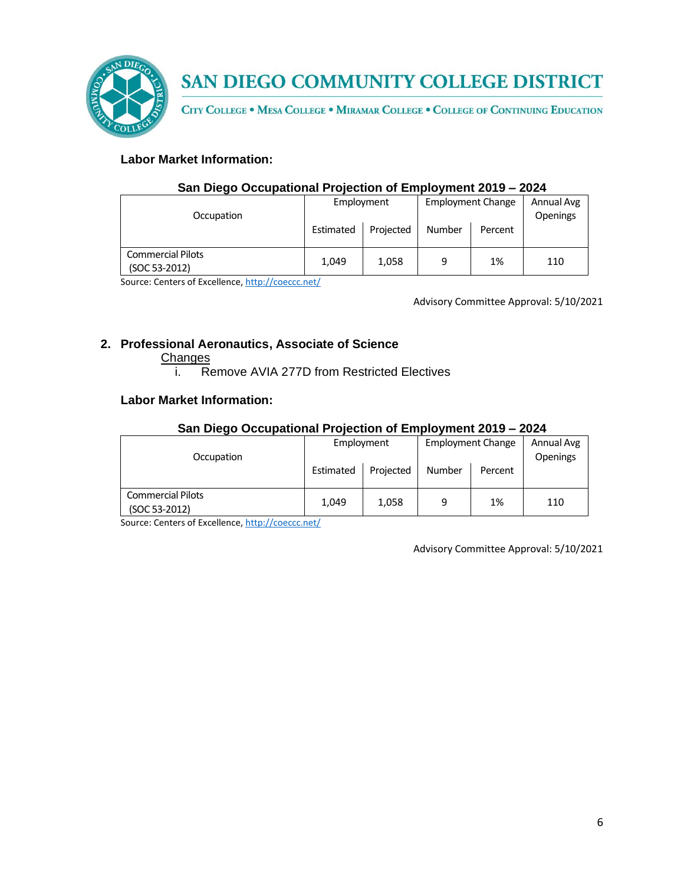**Labor Market Information:**

**San Diego Occupational Projection of Employment 2019 – 2024**

| Occupation | Employment | | Employment Change | | Annual Avg Openings |
|---|---|---|---|---|---|
| | Estimated | Projected | Number | Percent | |
| Commercial Pilots (SOC 53-2012) | 1,049 | 1,058 | 9 | 1% | 110 |

Source: Centers of Excellence, http://coeccc.net/

Advisory Committee Approval: 5/10/2021

2. **Professional Aeronautics, Associate of Science**

   Changes

   i. Remove AVIA 277D from Restricted Electives

**Labor Market Information:**

**San Diego Occupational Projection of Employment 2019 – 2024**

| Occupation | Employment | | Employment Change | | Annual Avg Openings |
|---|---|---|---|---|---|
| | Estimated | Projected | Number | Percent | |
| Commercial Pilots (SOC 53-2012) | 1,049 | 1,058 | 9 | 1% | 110 |

Source: Centers of Excellence, http://coeccc.net/

Advisory Committee Approval: 5/10/2021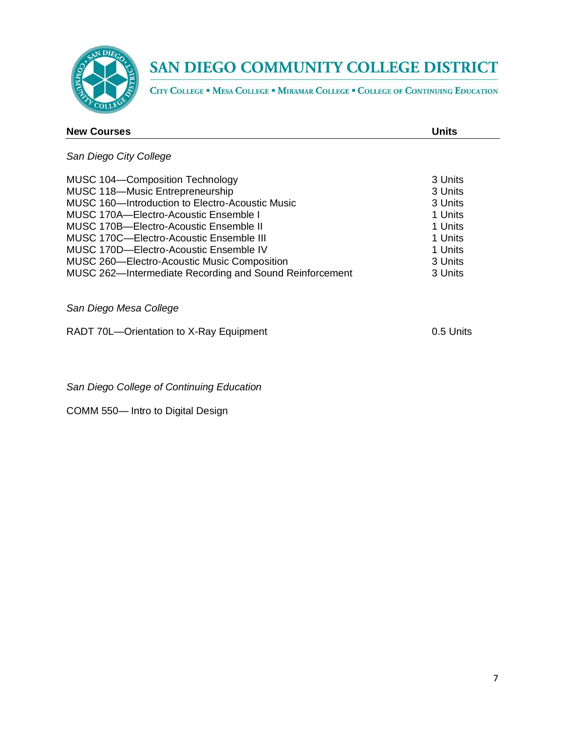# SAN DIEGO COMMUNITY COLLEGE DISTRICT

CITY COLLEGE • MESA COLLEGE • MIRAMAR COLLEGE • COLLEGE OF CONTINUING EDUCATION

| New Courses | Units |
|---|---|
| *San Diego City College* | |
| MUSC 104—Composition Technology | 3 Units |
| MUSC 118—Music Entrepreneurship | 3 Units |
| MUSC 160—Introduction to Electro-Acoustic Music | 3 Units |
| MUSC 170A—Electro-Acoustic Ensemble I | 1 Units |
| MUSC 170B—Electro-Acoustic Ensemble II | 1 Units |
| MUSC 170C—Electro-Acoustic Ensemble III | 1 Units |
| MUSC 170D—Electro-Acoustic Ensemble IV | 1 Units |
| MUSC 260—Electro-Acoustic Music Composition | 3 Units |
| MUSC 262—Intermediate Recording and Sound Reinforcement | 3 Units |
| *San Diego Mesa College* | |
| RADT 70L—Orientation to X-Ray Equipment | 0.5 Units |
| *San Diego College of Continuing Education* | |
| COMM 550— Intro to Digital Design | |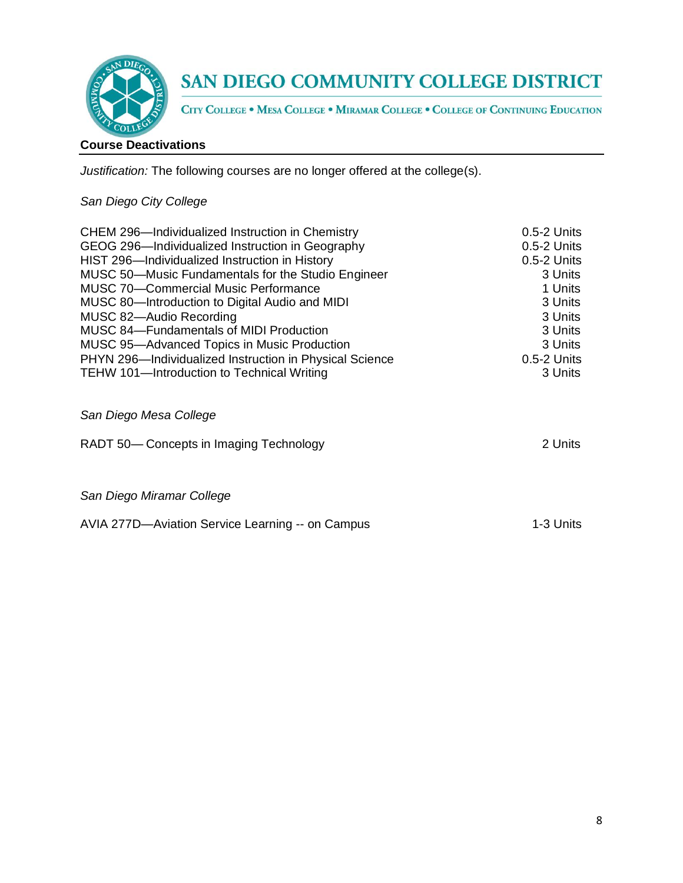# SAN DIEGO COMMUNITY COLLEGE DISTRICT

CITY COLLEGE • MESA COLLEGE • MIRAMAR COLLEGE • COLLEGE OF CONTINUING EDUCATION

## Course Deactivations

*Justification:* The following courses are no longer offered at the college(s).

*San Diego City College*

| | |
|---|---|
| CHEM 296—Individualized Instruction in Chemistry | 0.5-2 Units |
| GEOG 296—Individualized Instruction in Geography | 0.5-2 Units |
| HIST 296—Individualized Instruction in History | 0.5-2 Units |
| MUSC 50—Music Fundamentals for the Studio Engineer | 3 Units |
| MUSC 70—Commercial Music Performance | 1 Units |
| MUSC 80—Introduction to Digital Audio and MIDI | 3 Units |
| MUSC 82—Audio Recording | 3 Units |
| MUSC 84—Fundamentals of MIDI Production | 3 Units |
| MUSC 95—Advanced Topics in Music Production | 3 Units |
| PHYN 296—Individualized Instruction in Physical Science | 0.5-2 Units |
| TEHW 101—Introduction to Technical Writing | 3 Units |

*San Diego Mesa College*

| | |
|---|---|
| RADT 50— Concepts in Imaging Technology | 2 Units |

*San Diego Miramar College*

| | |
|---|---|
| AVIA 277D—Aviation Service Learning -- on Campus | 1-3 Units |